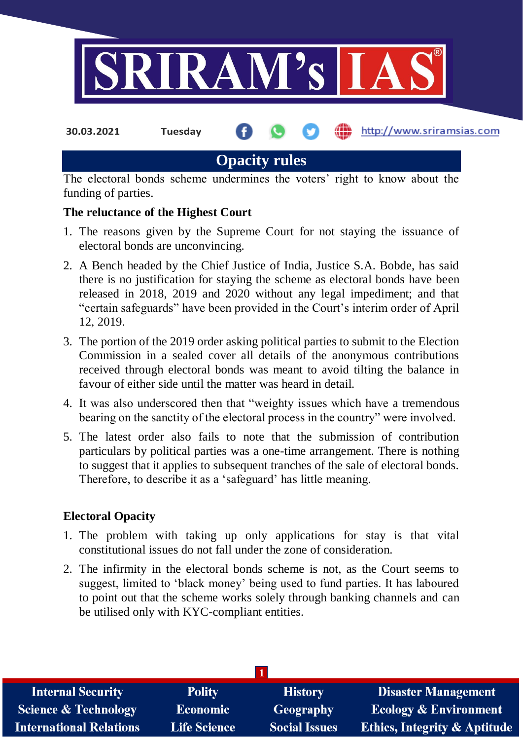# Opacity rules

The electoral bonds scheme undermines the voters' right to know about the funding of parties.

**The reluctance of the Highest Court**

1. The reasons given by the Supreme Court for not staying the issuance of electoral bonds are unconvincing.
2. A Bench headed by the Chief Justice of India, Justice S.A. Bobde, has said there is no justification for staying the scheme as electoral bonds have been released in 2018, 2019 and 2020 without any legal impediment; and that "certain safeguards" have been provided in the Court's interim order of April 12, 2019.
3. The portion of the 2019 order asking political parties to submit to the Election Commission in a sealed cover all details of the anonymous contributions received through electoral bonds was meant to avoid tilting the balance in favour of either side until the matter was heard in detail.
4. It was also underscored then that "weighty issues which have a tremendous bearing on the sanctity of the electoral process in the country" were involved.
5. The latest order also fails to note that the submission of contribution particulars by political parties was a one-time arrangement. There is nothing to suggest that it applies to subsequent tranches of the sale of electoral bonds. Therefore, to describe it as a 'safeguard' has little meaning.

**Electoral Opacity**

1. The problem with taking up only applications for stay is that vital constitutional issues do not fall under the zone of consideration.
2. The infirmity in the electoral bonds scheme is not, as the Court seems to suggest, limited to 'black money' being used to fund parties. It has laboured to point out that the scheme works solely through banking channels and can be utilised only with KYC-compliant entities.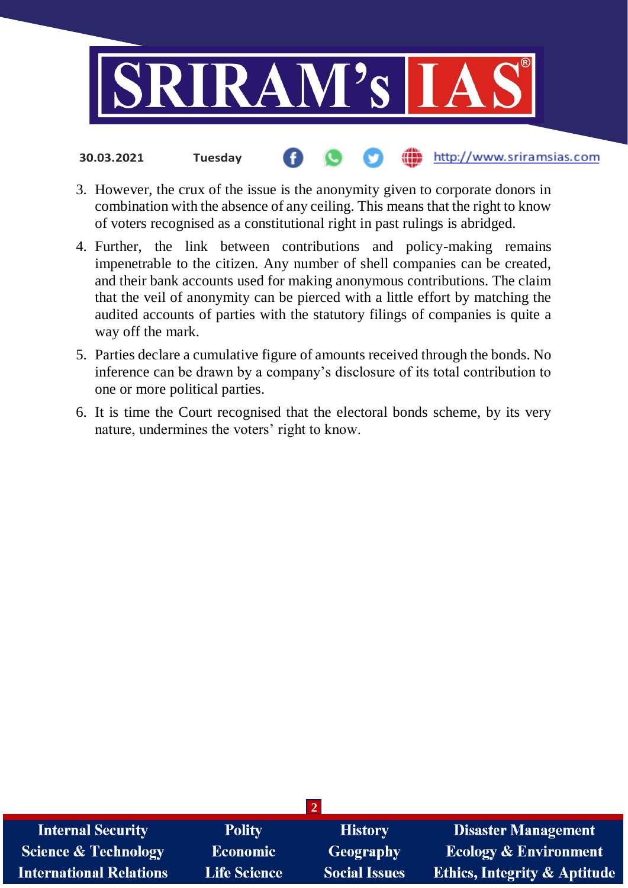3. However, the crux of the issue is the anonymity given to corporate donors in combination with the absence of any ceiling. This means that the right to know of voters recognised as a constitutional right in past rulings is abridged.
4. Further, the link between contributions and policy-making remains impenetrable to the citizen. Any number of shell companies can be created, and their bank accounts used for making anonymous contributions. The claim that the veil of anonymity can be pierced with a little effort by matching the audited accounts of parties with the statutory filings of companies is quite a way off the mark.
5. Parties declare a cumulative figure of amounts received through the bonds. No inference can be drawn by a company's disclosure of its total contribution to one or more political parties.
6. It is time the Court recognised that the electoral bonds scheme, by its very nature, undermines the voters' right to know.